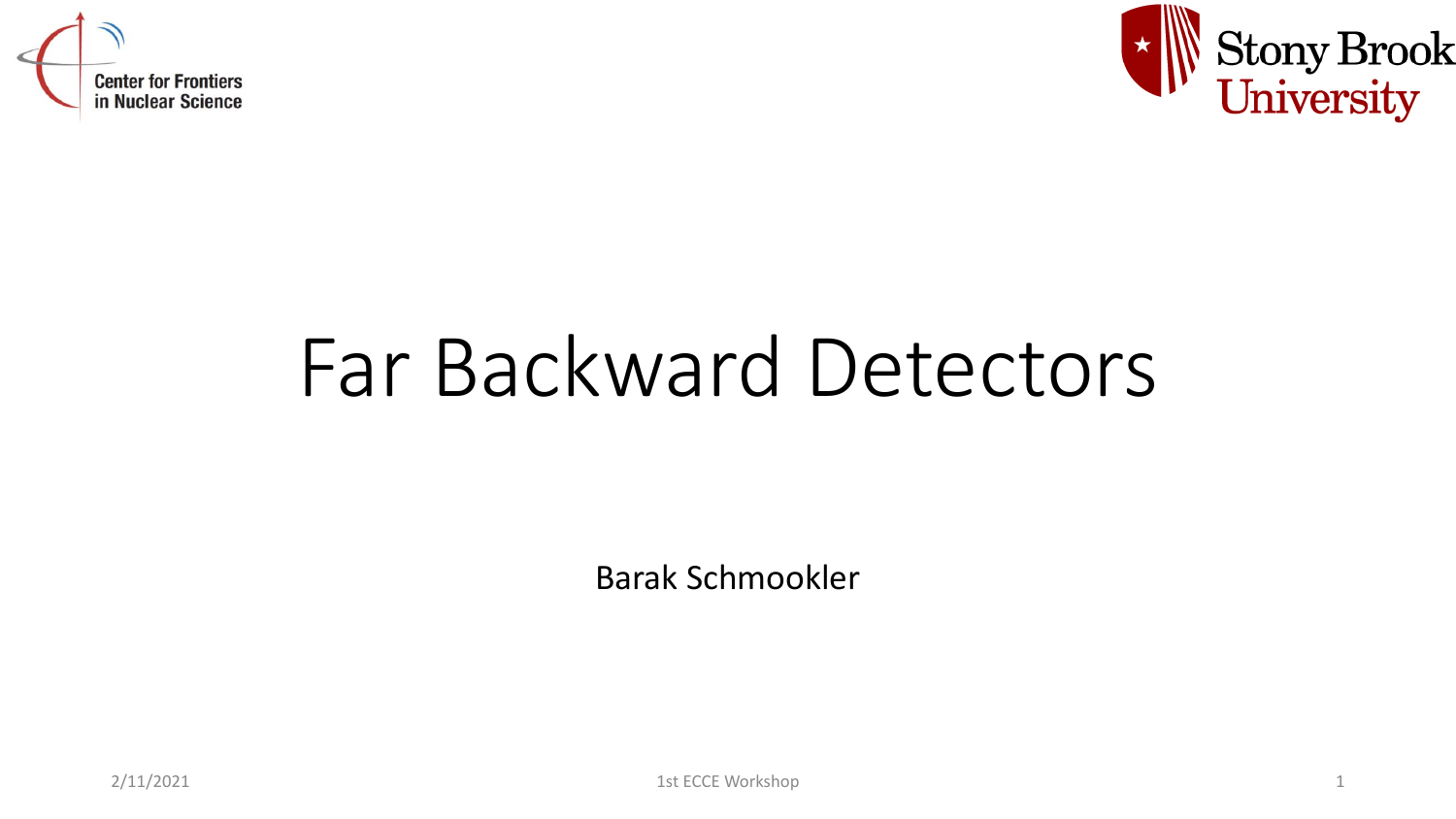Center for Frontiers in Nuclear Science

Stony Brook University

# Far Backward Detectors

Barak Schmookler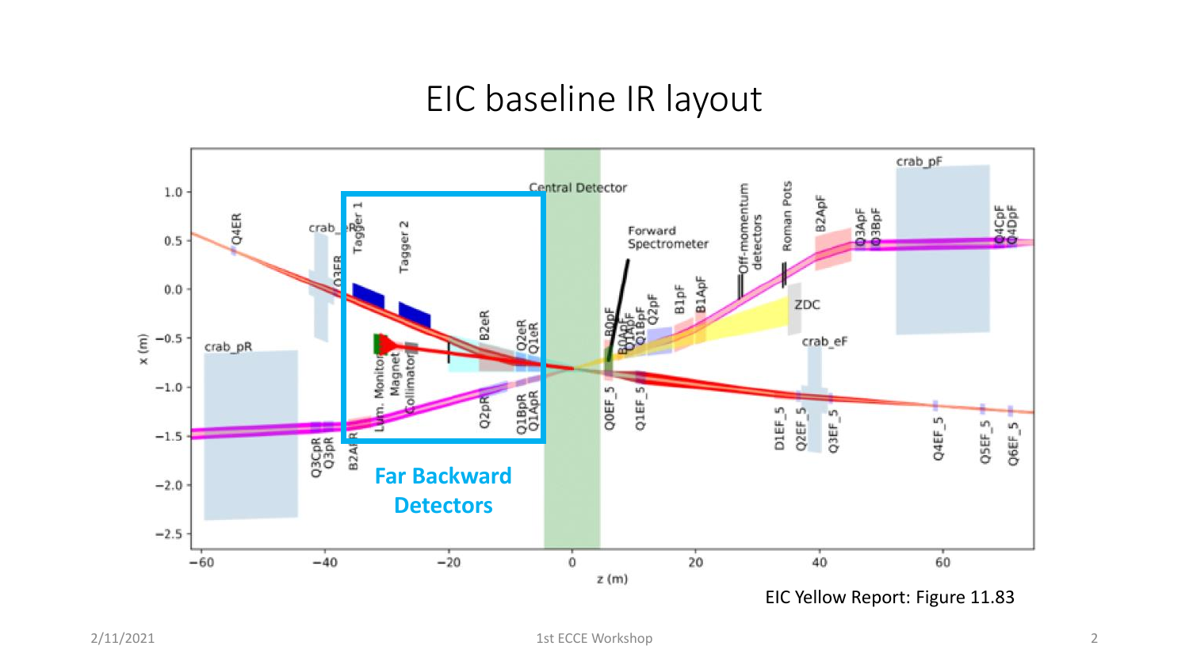# EIC baseline IR layout

**Far Backward Detectors**

EIC Yellow Report: Figure 11.83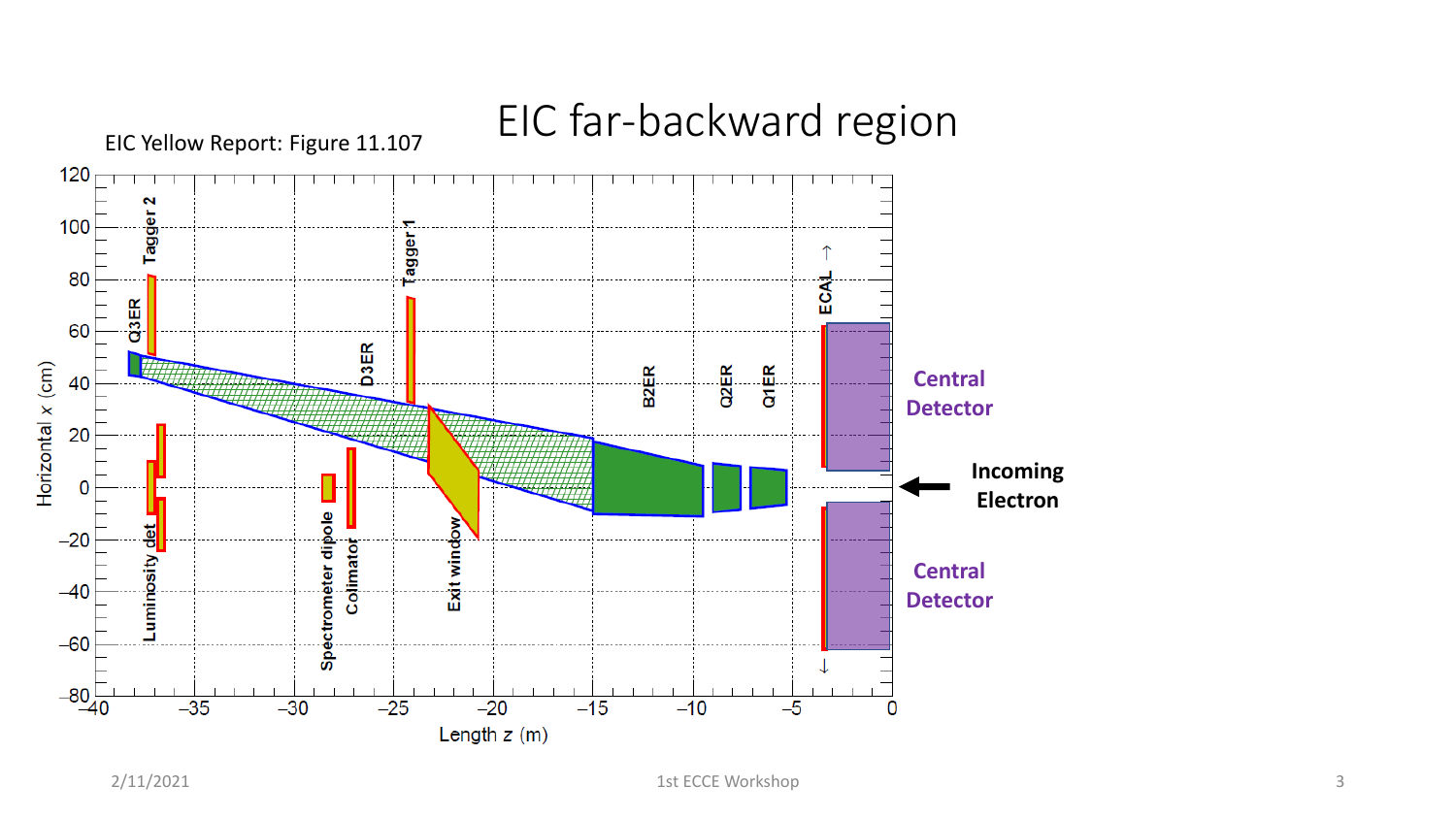# EIC far-backward region

EIC Yellow Report: Figure 11.107

Horizontal $x$ (cm)

Length $z$ (m)

Q3ER, Tagger 2, Luminosity det, Spectrometer dipole, Colimator, D3ER, Tagger 1, Exit window, B2ER, Q2ER, Q1ER, ECAL

Central Detector

Incoming Electron

Central Detector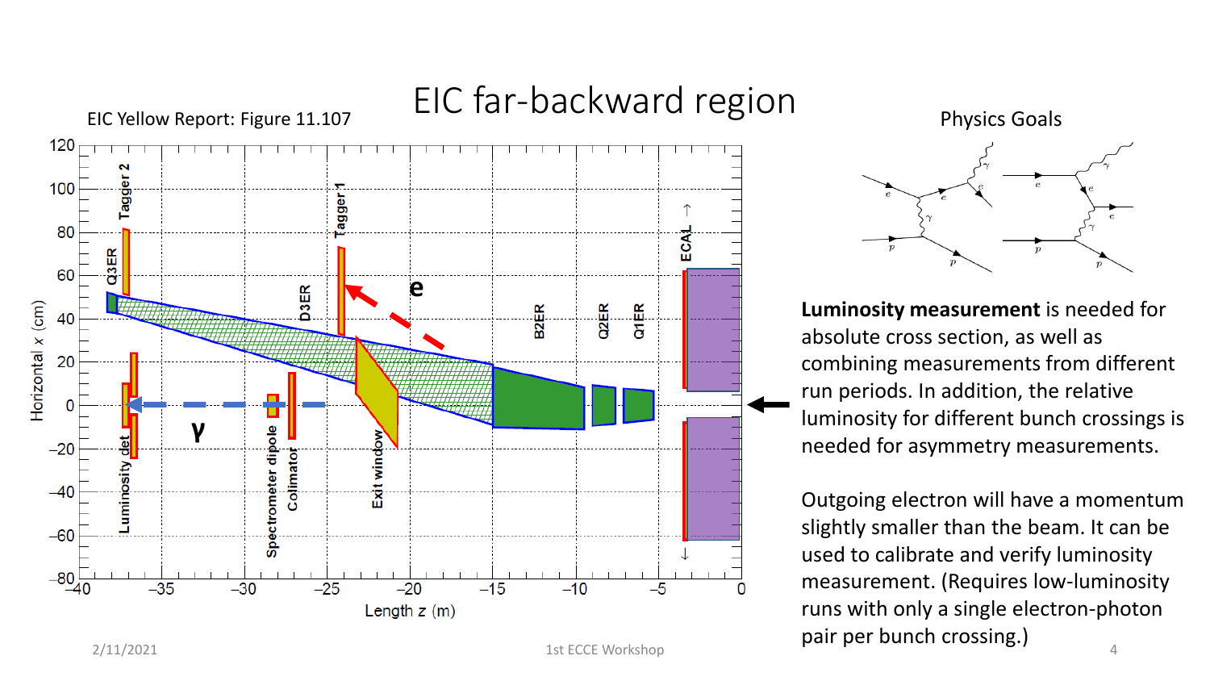# EIC far-backward region

EIC Yellow Report: Figure 11.107

Physics Goals

**Luminosity measurement** is needed for absolute cross section, as well as combining measurements from different run periods. In addition, the relative luminosity for different bunch crossings is needed for asymmetry measurements.

Outgoing electron will have a momentum slightly smaller than the beam. It can be used to calibrate and verify luminosity measurement. (Requires low-luminosity runs with only a single electron-photon pair per bunch crossing.)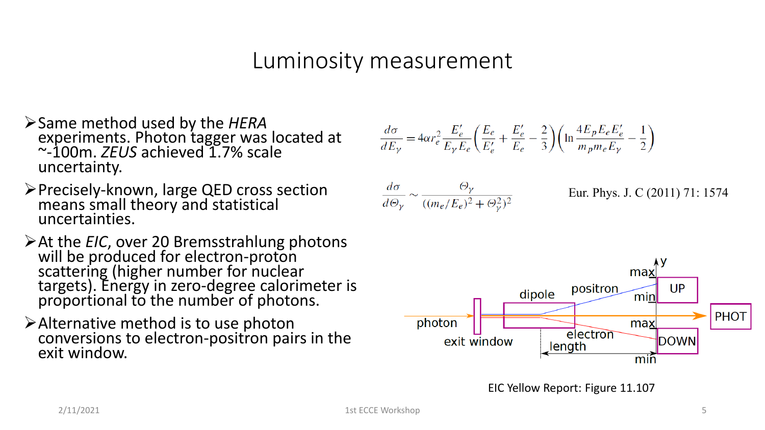# Luminosity measurement

- Same method used by the *HERA* experiments. Photon tagger was located at ~-100m. *ZEUS* achieved 1.7% scale uncertainty.
- Precisely-known, large QED cross section means small theory and statistical uncertainties.
- At the *EIC*, over 20 Bremsstrahlung photons will be produced for electron-proton scattering (higher number for nuclear targets). Energy in zero-degree calorimeter is proportional to the number of photons.
- Alternative method is to use photon conversions to electron-positron pairs in the exit window.

$$\frac{d\sigma}{dE_\gamma} = 4\alpha r_e^2 \frac{E_e'}{E_\gamma E_e}\left(\frac{E_e}{E_e'} + \frac{E_e'}{E_e} - \frac{2}{3}\right)\left(\ln\frac{4E_p E_e E_e'}{m_p m_e E_\gamma} - \frac{1}{2}\right)$$

$$\frac{d\sigma}{d\Theta_\gamma} \sim \frac{\Theta_\gamma}{((m_e/E_e)^2 + \Theta_\gamma^2)^2}$$

Eur. Phys. J. C (2011) 71: 1574

EIC Yellow Report: Figure 11.107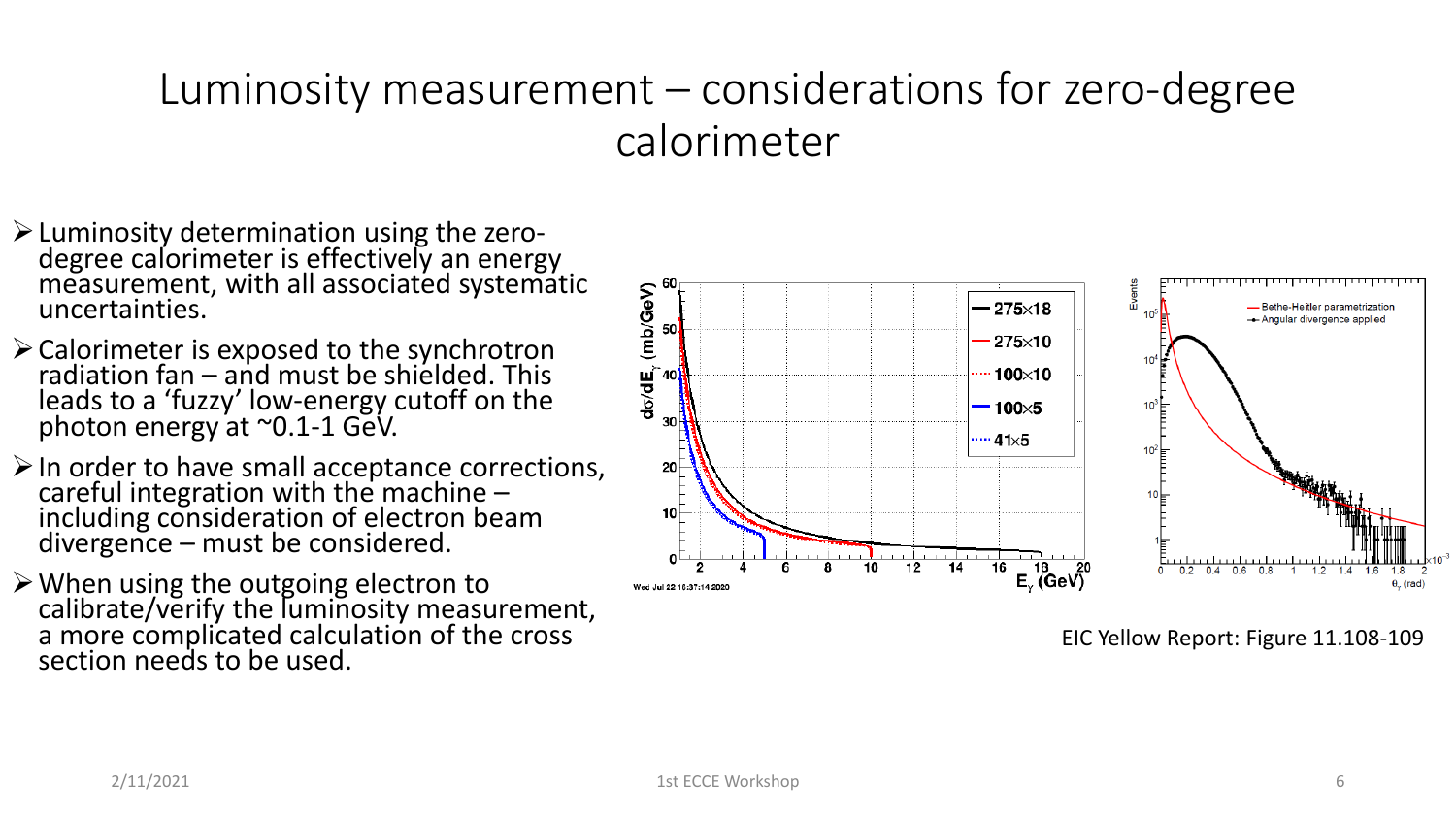# Luminosity measurement – considerations for zero-degree calorimeter

- Luminosity determination using the zero-degree calorimeter is effectively an energy measurement, with all associated systematic uncertainties.
- Calorimeter is exposed to the synchrotron radiation fan – and must be shielded. This leads to a 'fuzzy' low-energy cutoff on the photon energy at ~0.1-1 GeV.
- In order to have small acceptance corrections, careful integration with the machine – including consideration of electron beam divergence – must be considered.
- When using the outgoing electron to calibrate/verify the luminosity measurement, a more complicated calculation of the cross section needs to be used.

EIC Yellow Report: Figure 11.108-109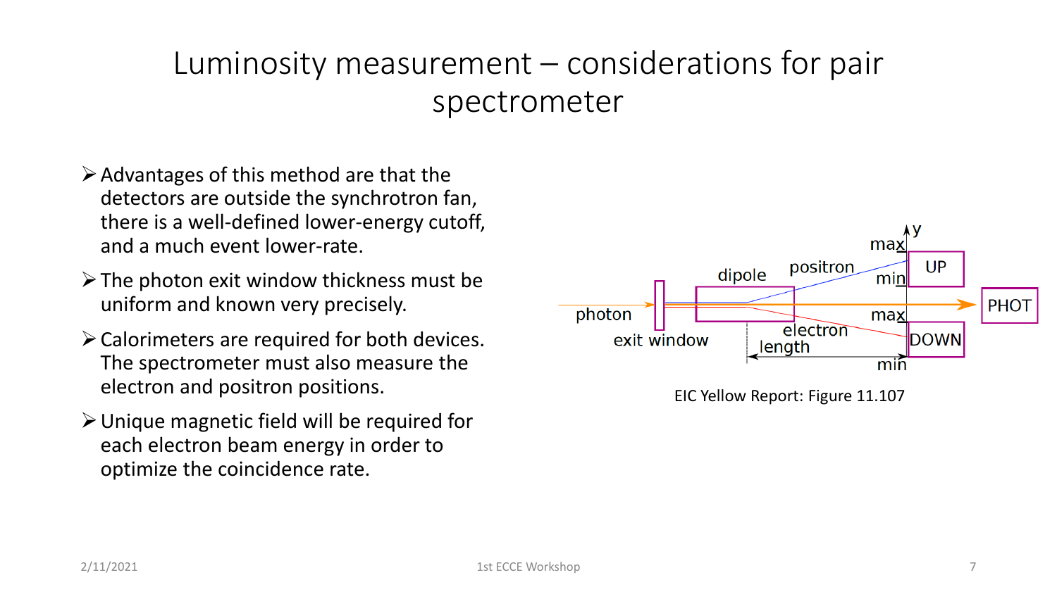# Luminosity measurement – considerations for pair spectrometer

- Advantages of this method are that the detectors are outside the synchrotron fan, there is a well-defined lower-energy cutoff, and a much event lower-rate.
- The photon exit window thickness must be uniform and known very precisely.
- Calorimeters are required for both devices. The spectrometer must also measure the electron and positron positions.
- Unique magnetic field will be required for each electron beam energy in order to optimize the coincidence rate.

EIC Yellow Report: Figure 11.107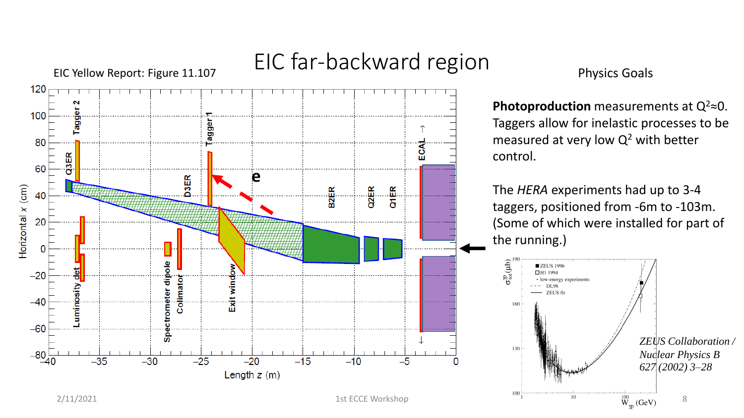# EIC far-backward region

EIC Yellow Report: Figure 11.107

## Physics Goals

**Photoproduction** measurements at $Q^2 \approx 0$. Taggers allow for inelastic processes to be measured at very low $Q^2$ with better control.

The *HERA* experiments had up to 3-4 taggers, positioned from -6m to -103m. (Some of which were installed for part of the running.)

*ZEUS Collaboration / Nuclear Physics B 627 (2002) 3–28*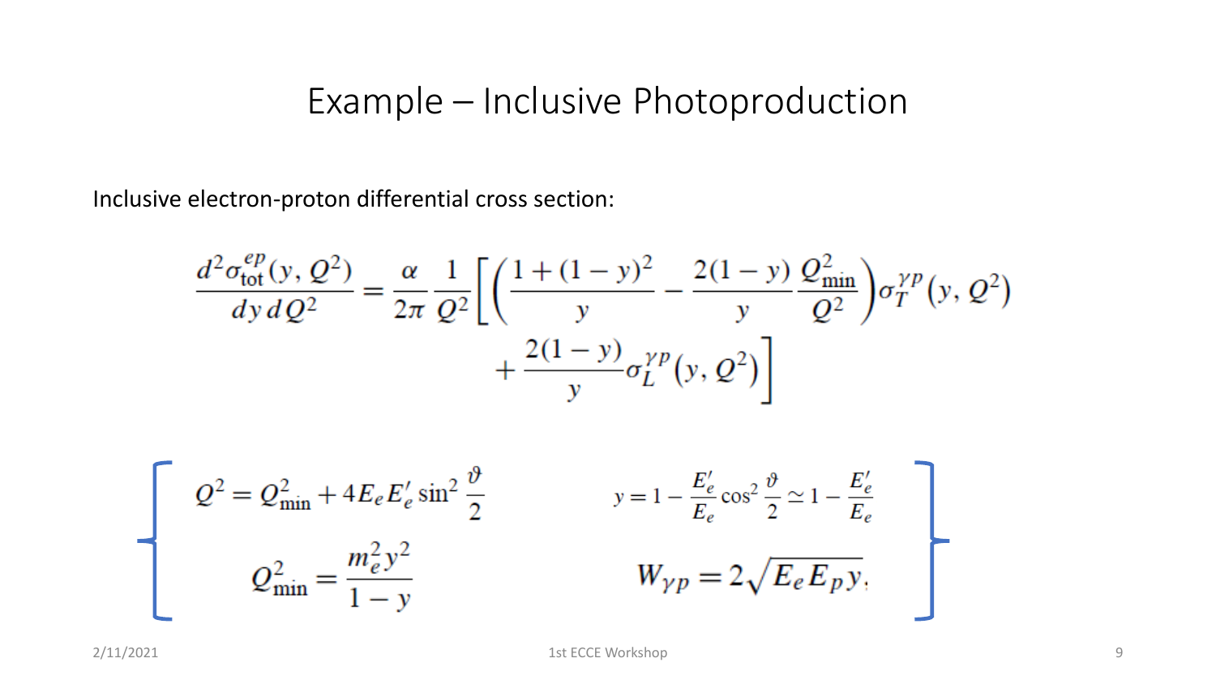# Example – Inclusive Photoproduction

Inclusive electron-proton differential cross section:

$$\frac{d^2\sigma_{\text{tot}}^{ep}(y, Q^2)}{dy\,dQ^2} = \frac{\alpha}{2\pi}\frac{1}{Q^2}\left[\left(\frac{1+(1-y)^2}{y} - \frac{2(1-y)}{y}\frac{Q^2_{\text{min}}}{Q^2}\right)\sigma_T^{\gamma p}(y, Q^2) + \frac{2(1-y)}{y}\sigma_L^{\gamma p}(y, Q^2)\right]$$

$$Q^2 = Q^2_{\text{min}} + 4E_e E'_e \sin^2\frac{\vartheta}{2} \qquad y = 1 - \frac{E'_e}{E_e}\cos^2\frac{\vartheta}{2} \simeq 1 - \frac{E'_e}{E_e}$$

$$Q^2_{\text{min}} = \frac{m_e^2 y^2}{1-y} \qquad W_{\gamma p} = 2\sqrt{E_e E_p y},$$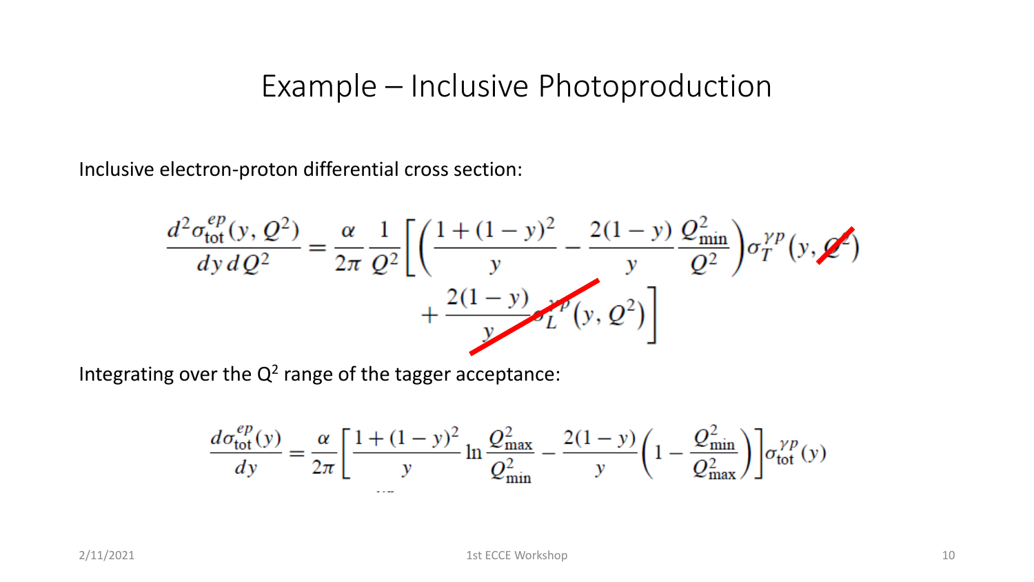# Example – Inclusive Photoproduction

Inclusive electron-proton differential cross section:

$$\frac{d^2\sigma_{\text{tot}}^{ep}(y,Q^2)}{dy\,dQ^2} = \frac{\alpha}{2\pi}\frac{1}{Q^2}\left[\left(\frac{1+(1-y)^2}{y} - \frac{2(1-y)}{y}\frac{Q^2_{\text{min}}}{Q^2}\right)\sigma_T^{\gamma p}(y,Q^2) + \frac{2(1-y)}{y}\sigma_L^{\gamma p}(y,Q^2)\right]$$

Integrating over the $Q^2$ range of the tagger acceptance:

$$\frac{d\sigma_{\text{tot}}^{ep}(y)}{dy} = \frac{\alpha}{2\pi}\left[\frac{1+(1-y)^2}{y}\ln\frac{Q^2_{\text{max}}}{Q^2_{\text{min}}} - \frac{2(1-y)}{y}\left(1-\frac{Q^2_{\text{min}}}{Q^2_{\text{max}}}\right)\right]\sigma_{\text{tot}}^{\gamma p}(y)$$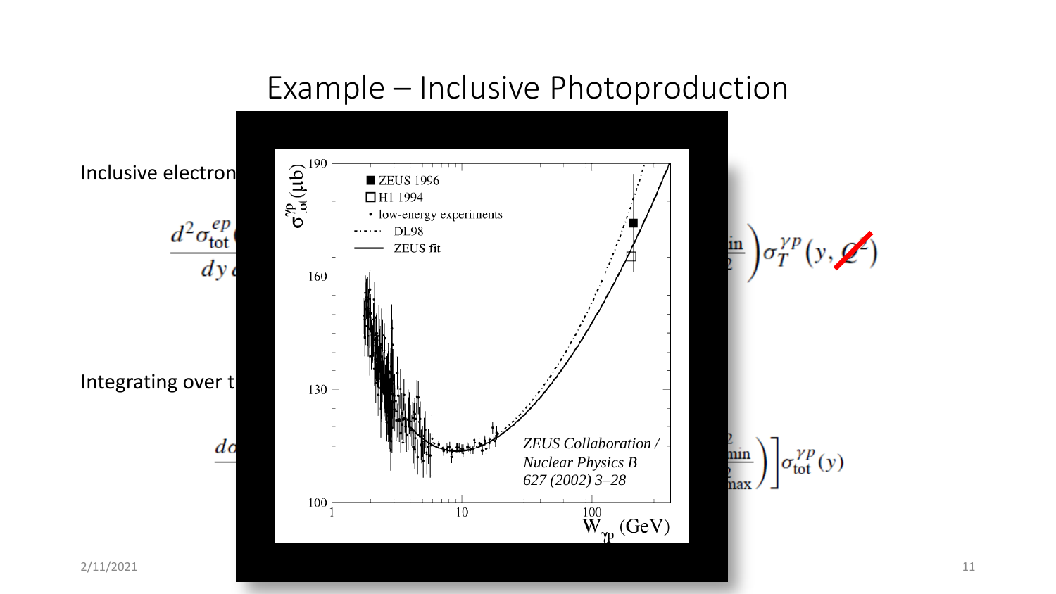# Example – Inclusive Photoproduction

Inclusive electron

$$\frac{d^2\sigma_{\text{tot}}^{ep}}{dy}$$

$$\Big)\sigma_T^{\gamma p}(y, Q^2)$$

Integrating over t

$$d\sigma$$

$$\Big)\Big]\sigma_{\text{tot}}^{\gamma p}(y)$$

■ ZEUS 1996
□ H1 1994
• low-energy experiments
-·-·- DL98
—— ZEUS fit

$\sigma_{tot}^{\gamma p}$ (μb)

$W_{\gamma p}$ (GeV)

*ZEUS Collaboration / Nuclear Physics B 627 (2002) 3–28*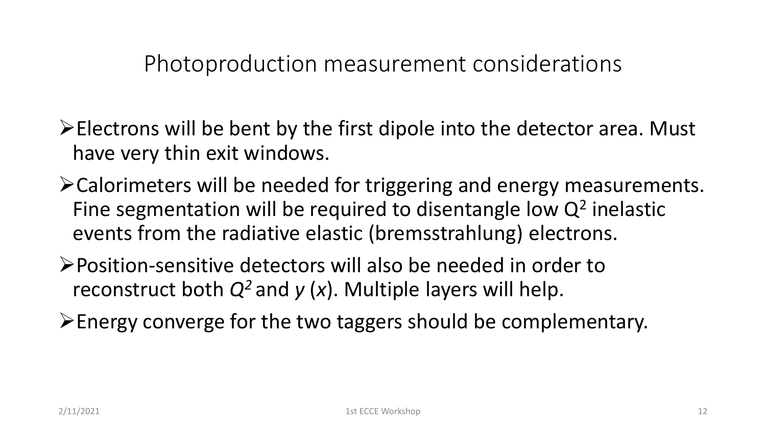# Photoproduction measurement considerations

- Electrons will be bent by the first dipole into the detector area. Must have very thin exit windows.
- Calorimeters will be needed for triggering and energy measurements. Fine segmentation will be required to disentangle low $Q^2$ inelastic events from the radiative elastic (bremsstrahlung) electrons.
- Position-sensitive detectors will also be needed in order to reconstruct both $Q^2$ and $y$ ($x$). Multiple layers will help.
- Energy converge for the two taggers should be complementary.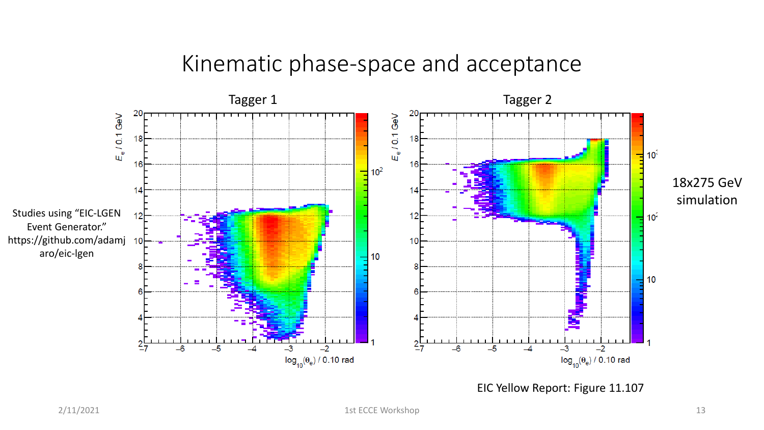# Kinematic phase-space and acceptance

Studies using "EIC-LGEN Event Generator." https://github.com/adamjaro/eic-lgen

Tagger 1

Tagger 2

18x275 GeV simulation

EIC Yellow Report: Figure 11.107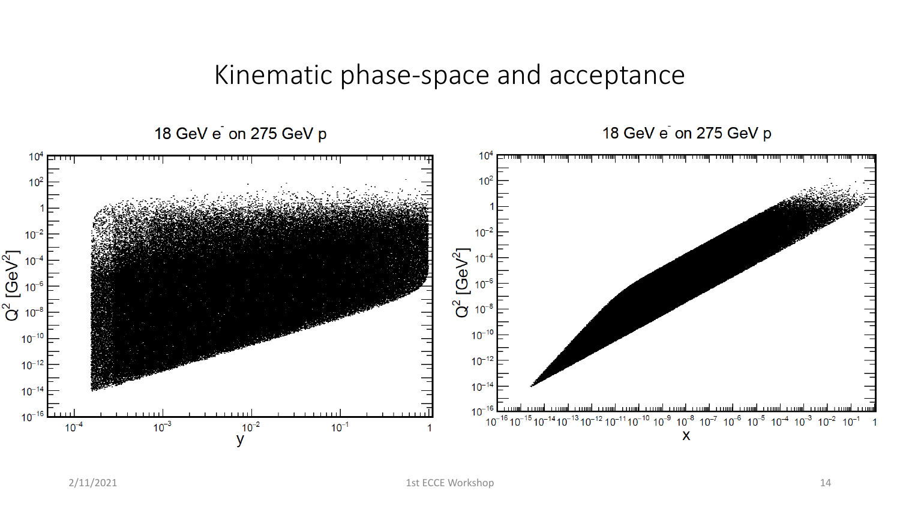# Kinematic phase-space and acceptance

18 GeV $e^-$ on 275 GeV p

18 GeV $e^-$ on 275 GeV p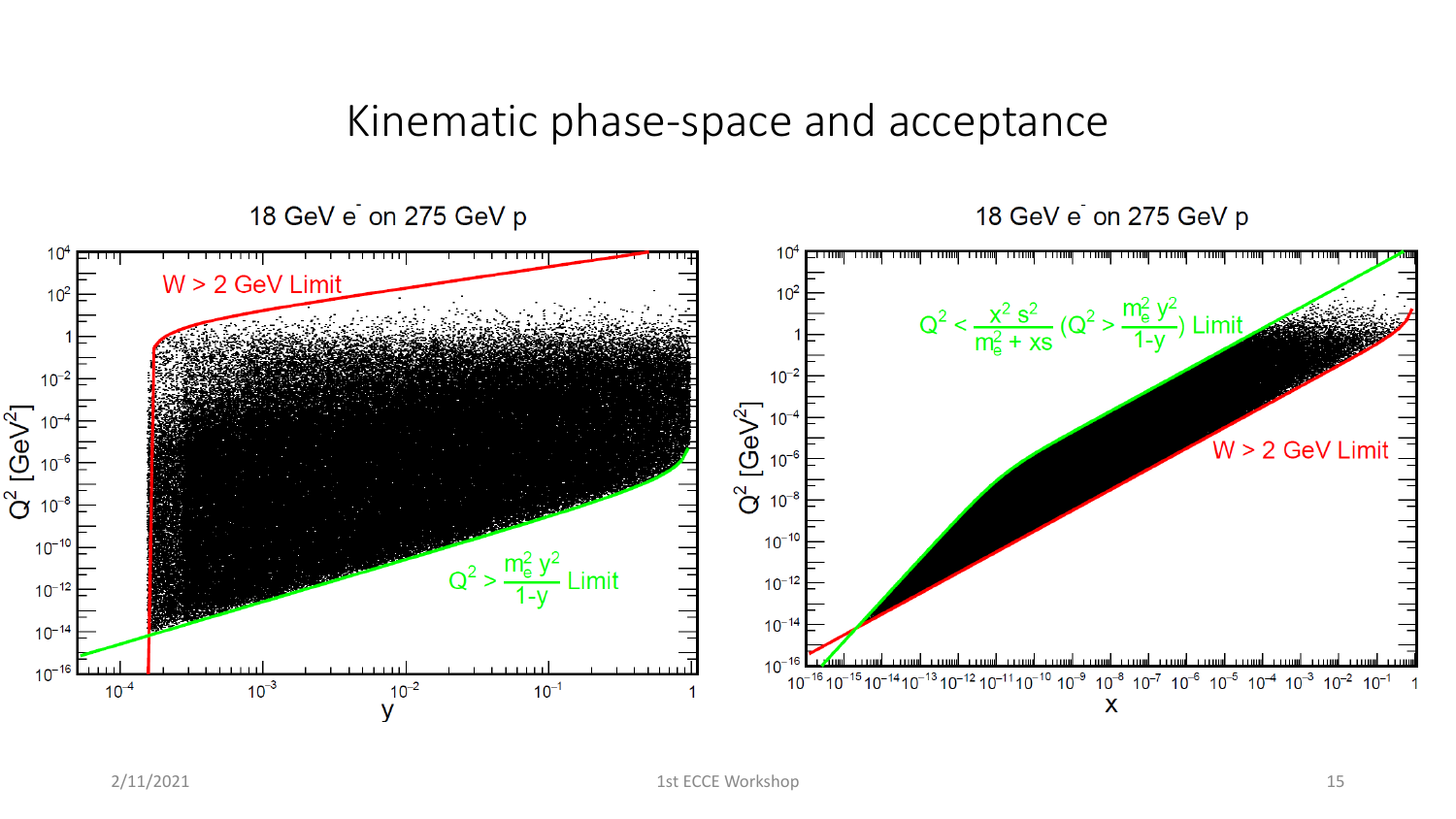# Kinematic phase-space and acceptance

**18 GeV e⁻ on 275 GeV p**

W > 2 GeV Limit

$Q^2 > \frac{m_e^2 y^2}{1-y}$ Limit

$Q^2$ [GeV$^2$]

y

**18 GeV e⁻ on 275 GeV p**

$Q^2 < \frac{x^2 s^2}{m_e^2 + xs}$ ($Q^2 > \frac{m_e^2 y^2}{1-y}$) Limit

W > 2 GeV Limit

$Q^2$ [GeV$^2$]

x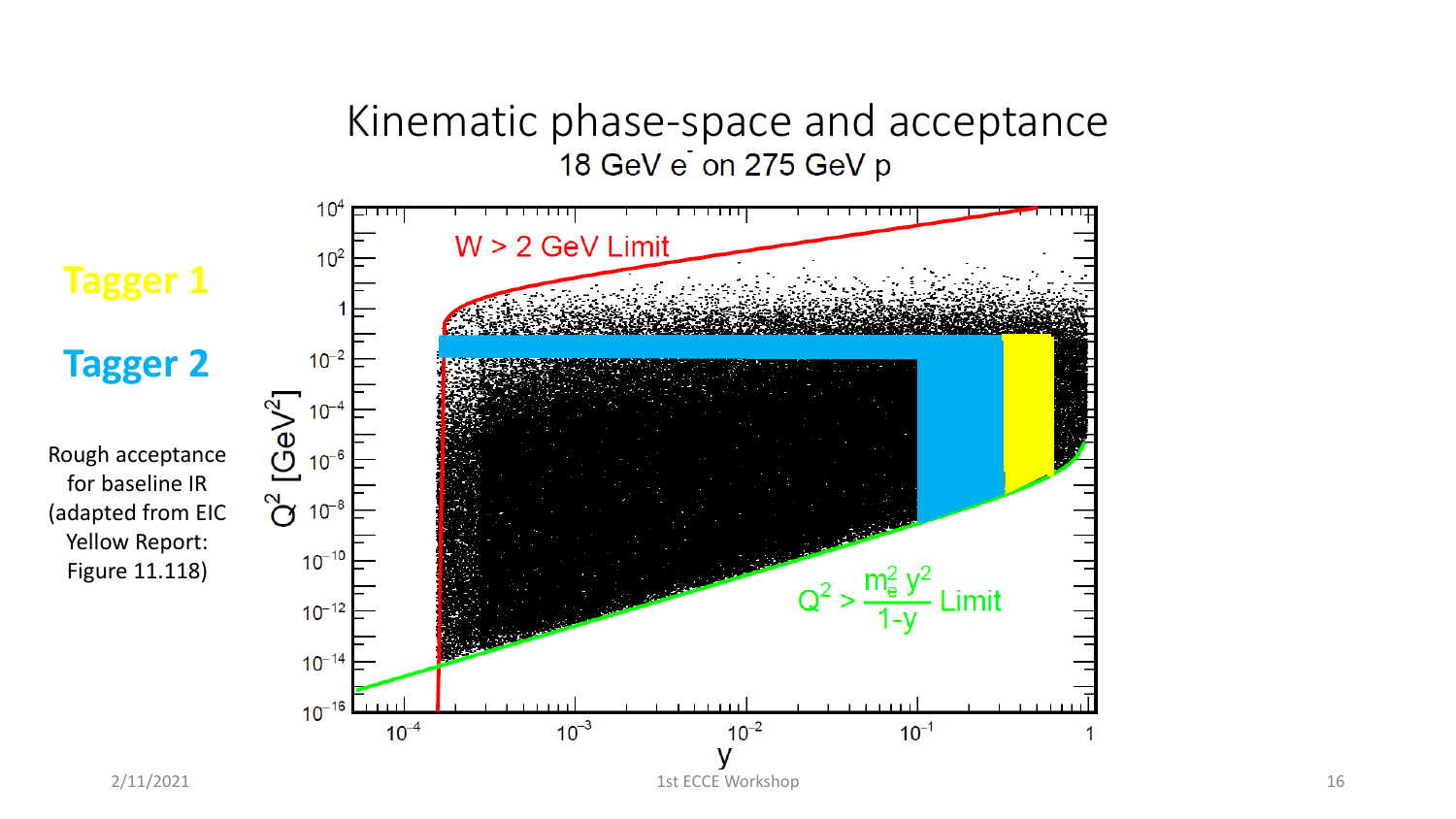# Kinematic phase-space and acceptance

18 GeV $e^-$ on 275 GeV p

**Tagger 1**

**Tagger 2**

Rough acceptance for baseline IR (adapted from EIC Yellow Report: Figure 11.118)

W > 2 GeV Limit

$Q^2 > \frac{m_e^2 y^2}{1-y}$ Limit

$Q^2$ [GeV$^2$]

y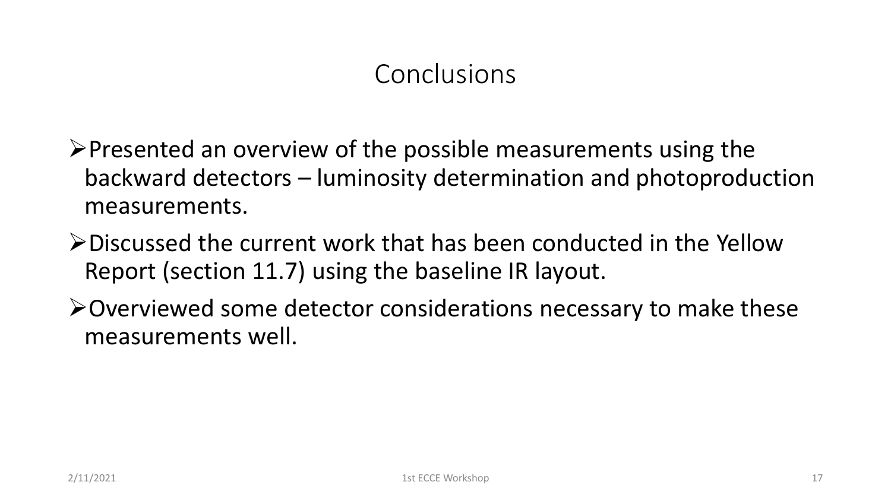# Conclusions

- Presented an overview of the possible measurements using the backward detectors – luminosity determination and photoproduction measurements.
- Discussed the current work that has been conducted in the Yellow Report (section 11.7) using the baseline IR layout.
- Overviewed some detector considerations necessary to make these measurements well.